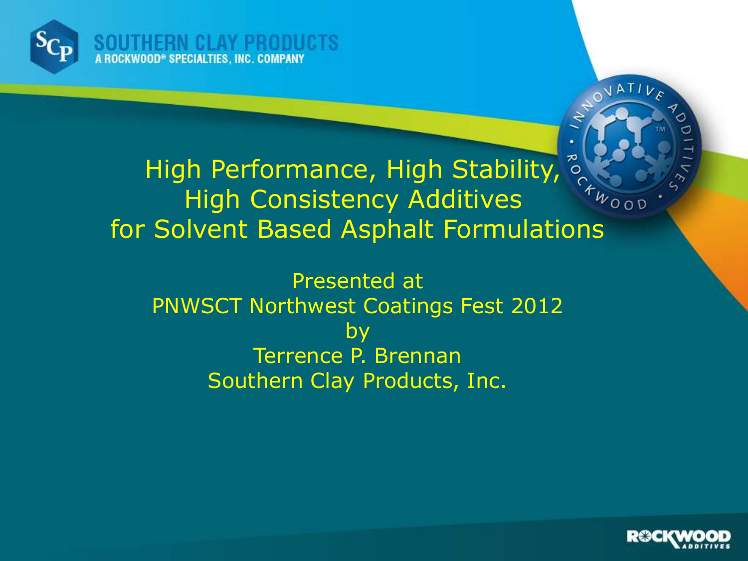SOUTHERN CLAY PRODUCTS
A ROCKWOOD® SPECIALTIES, INC. COMPANY

# High Performance, High Stability, High Consistency Additives for Solvent Based Asphalt Formulations

Presented at
PNWSCT Northwest Coatings Fest 2012
by
Terrence P. Brennan
Southern Clay Products, Inc.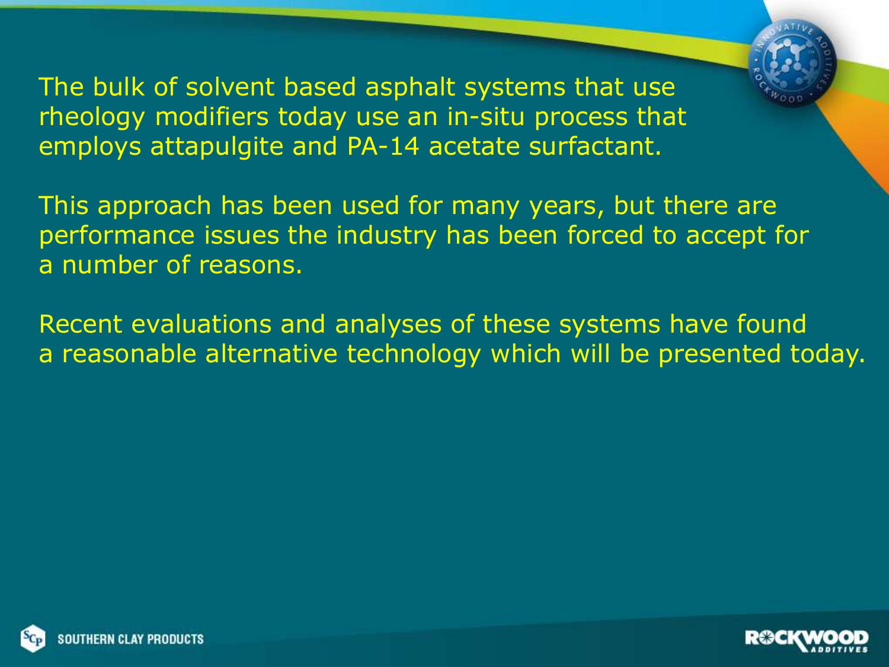The bulk of solvent based asphalt systems that use rheology modifiers today use an in-situ process that employs attapulgite and PA-14 acetate surfactant.

This approach has been used for many years, but there are performance issues the industry has been forced to accept for a number of reasons.

Recent evaluations and analyses of these systems have found a reasonable alternative technology which will be presented today.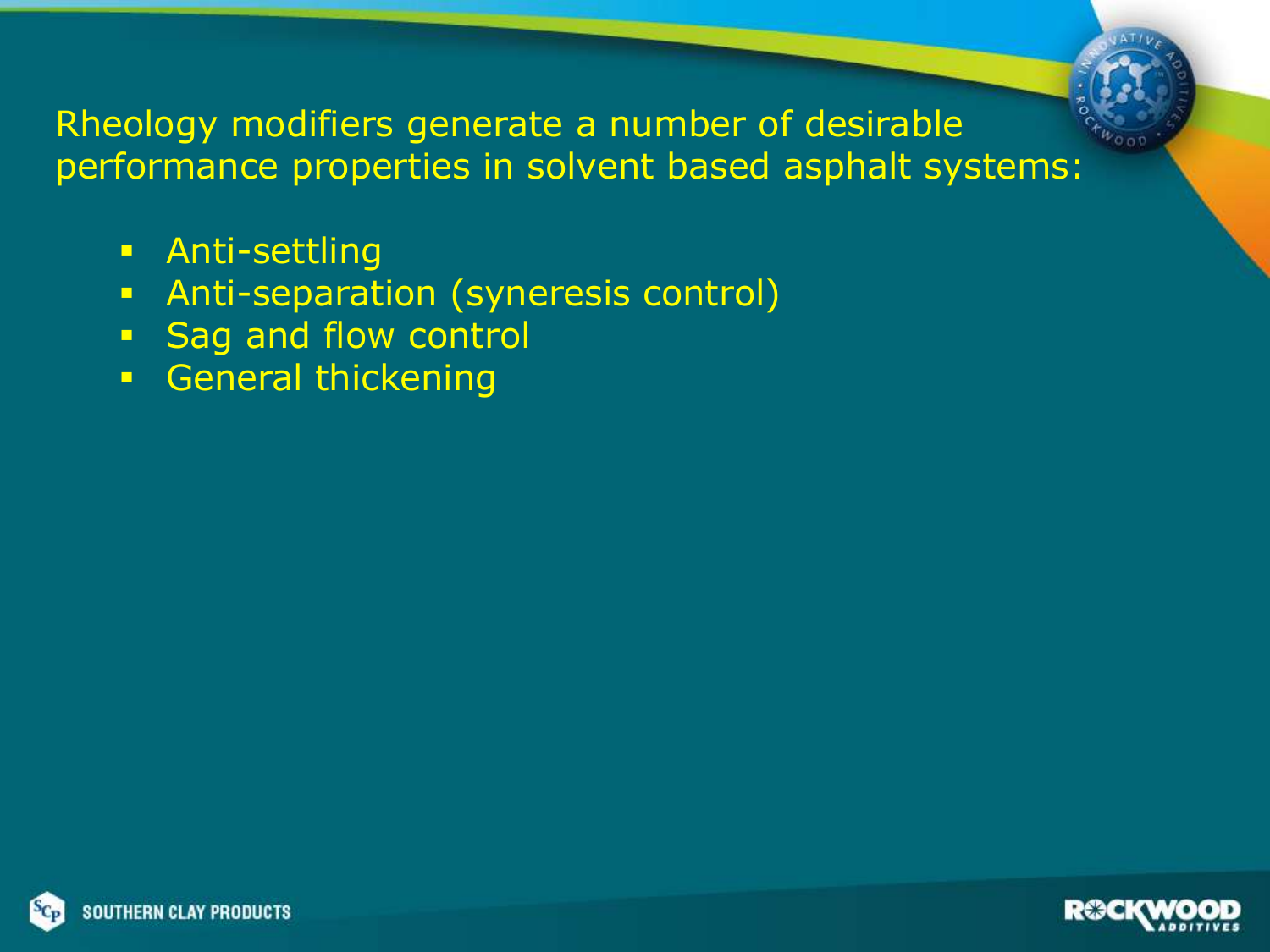Rheology modifiers generate a number of desirable performance properties in solvent based asphalt systems:

- Anti-settling
- Anti-separation (syneresis control)
- Sag and flow control
- General thickening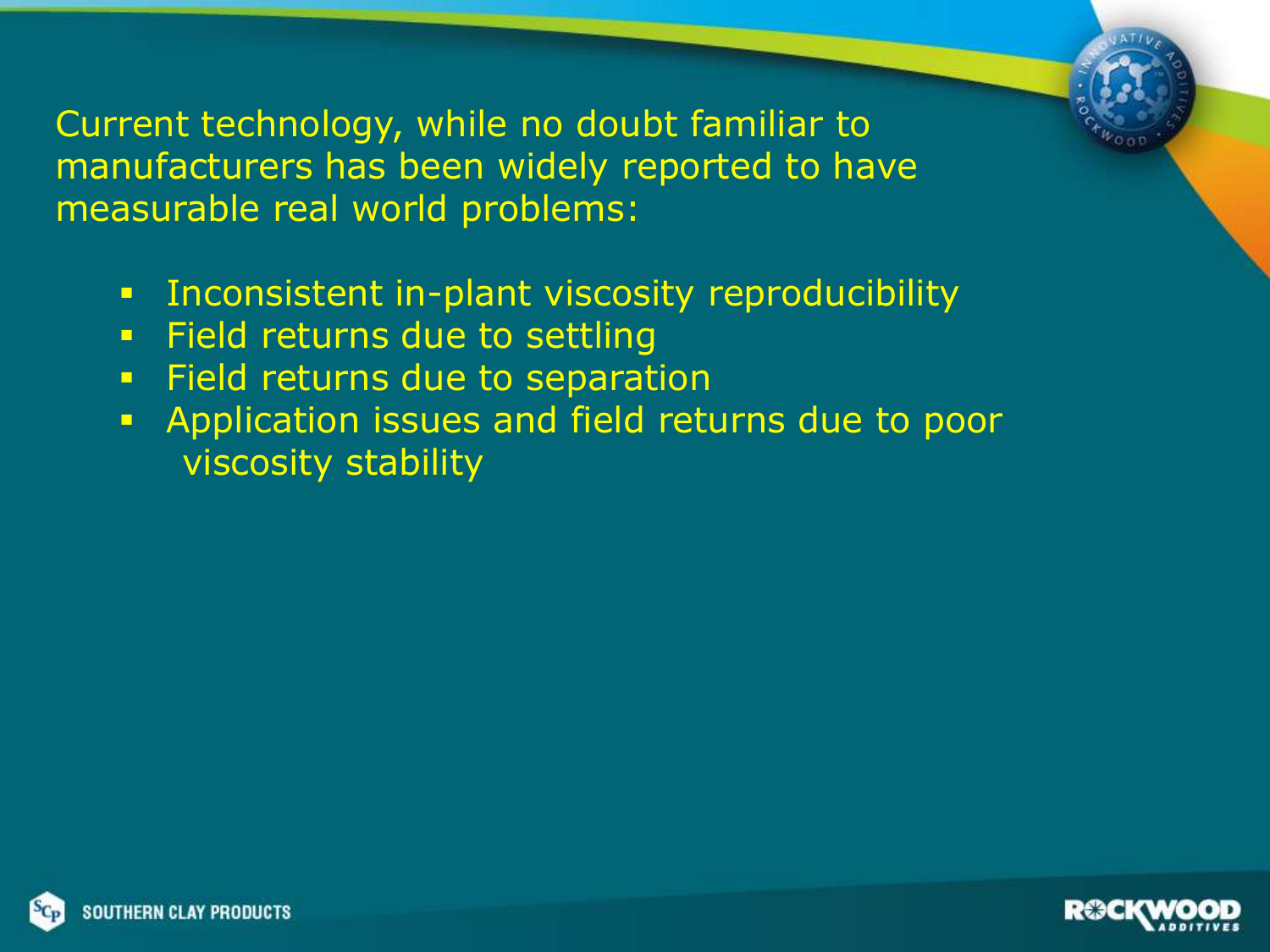Current technology, while no doubt familiar to manufacturers has been widely reported to have measurable real world problems:

- Inconsistent in-plant viscosity reproducibility
- Field returns due to settling
- Field returns due to separation
- Application issues and field returns due to poor viscosity stability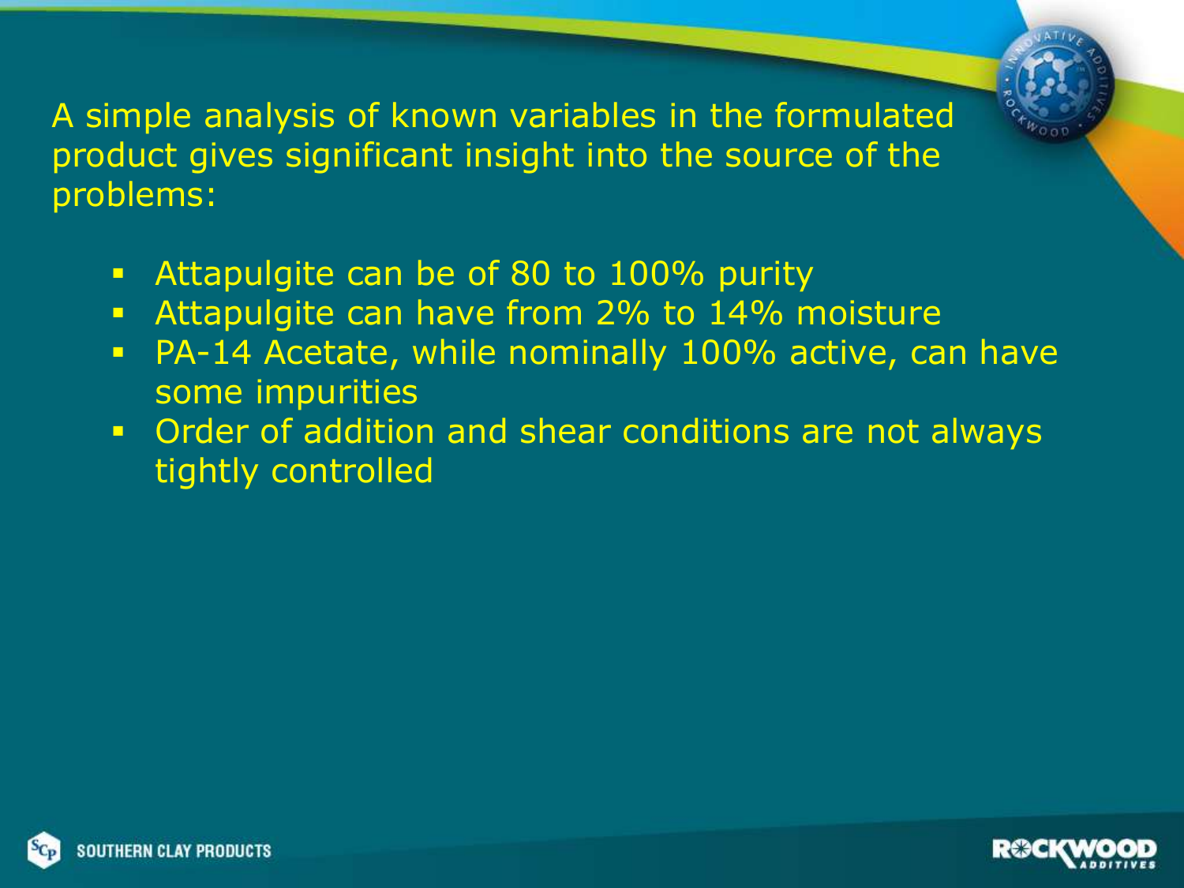A simple analysis of known variables in the formulated product gives significant insight into the source of the problems:

- Attapulgite can be of 80 to 100% purity
- Attapulgite can have from 2% to 14% moisture
- PA-14 Acetate, while nominally 100% active, can have some impurities
- Order of addition and shear conditions are not always tightly controlled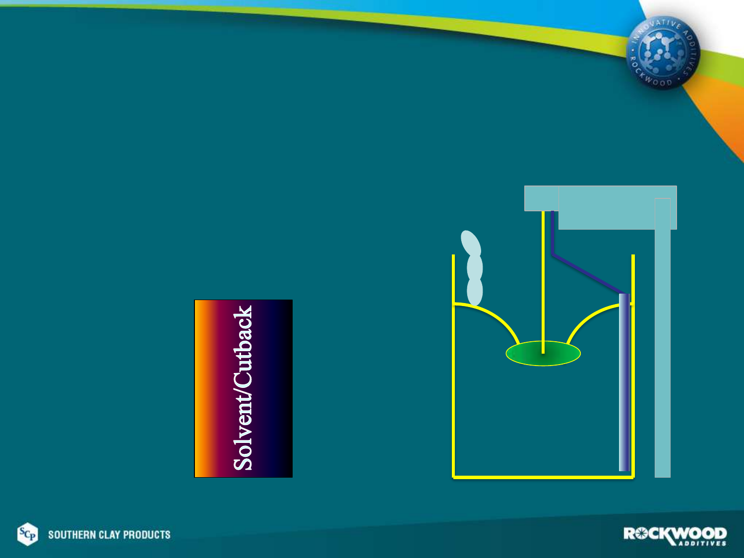Solvent/Cutback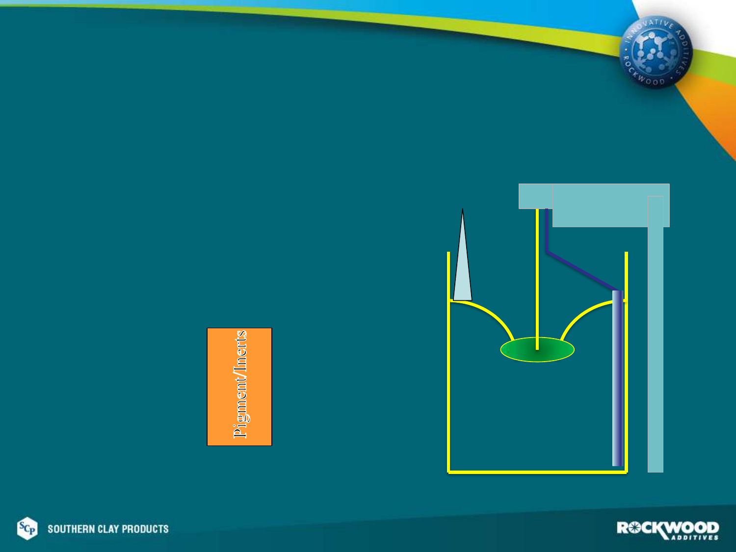Pigment/Inerts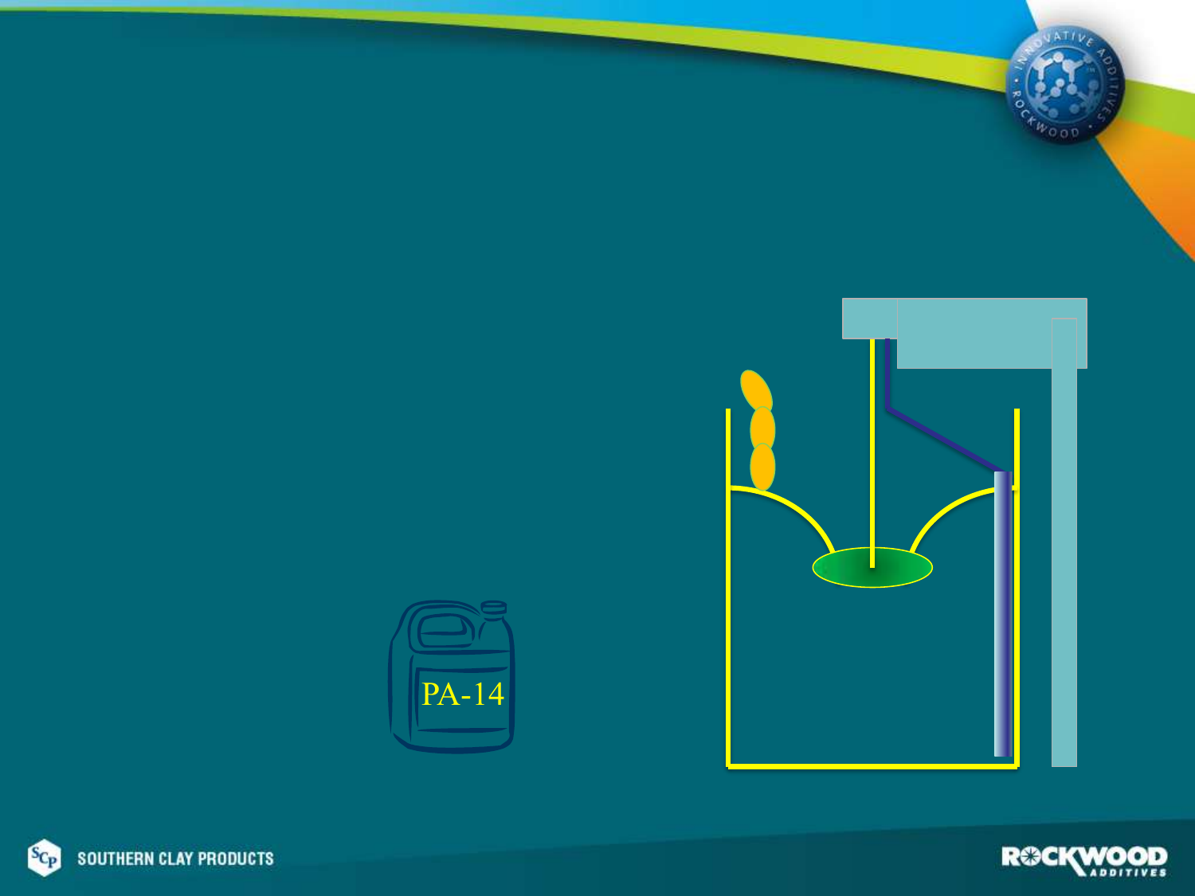PA-14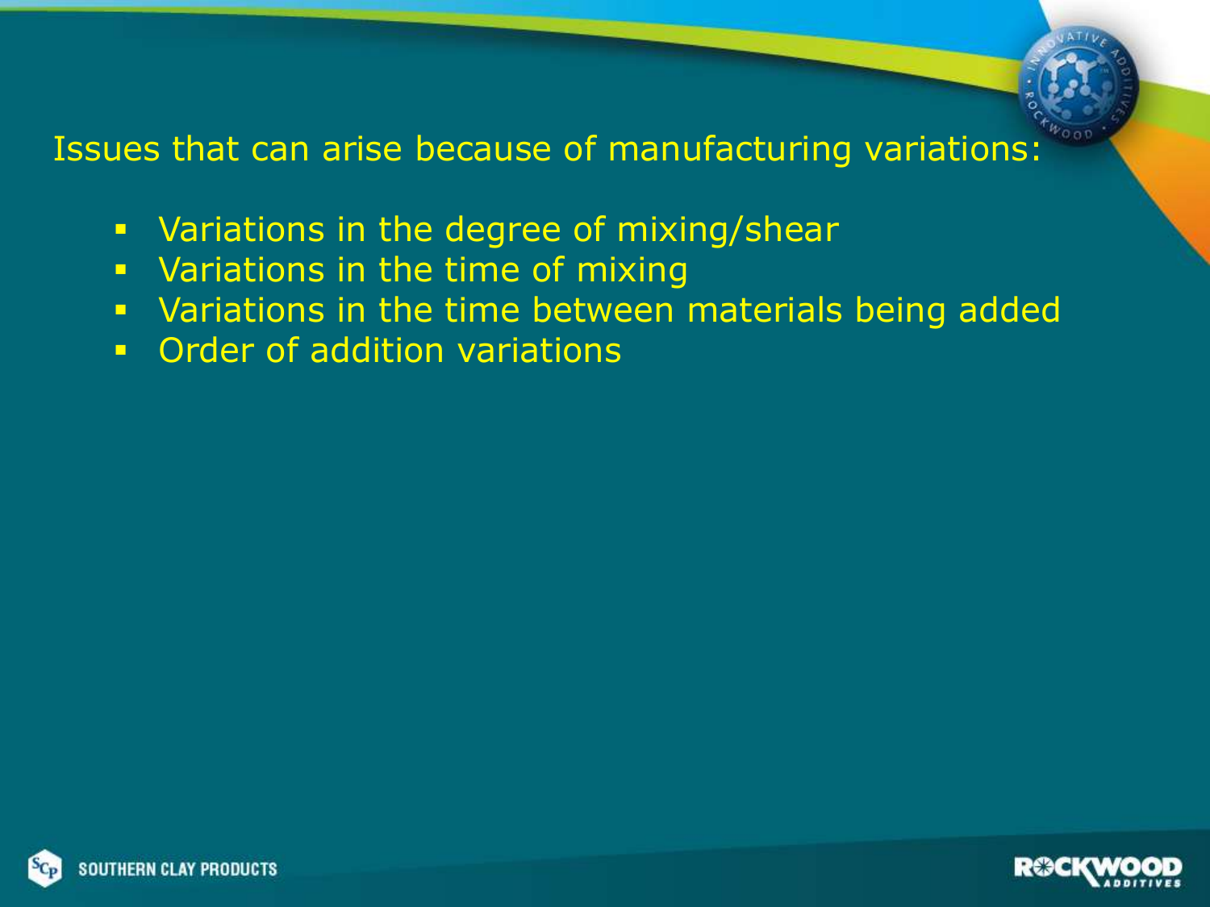Issues that can arise because of manufacturing variations:

- Variations in the degree of mixing/shear
- Variations in the time of mixing
- Variations in the time between materials being added
- Order of addition variations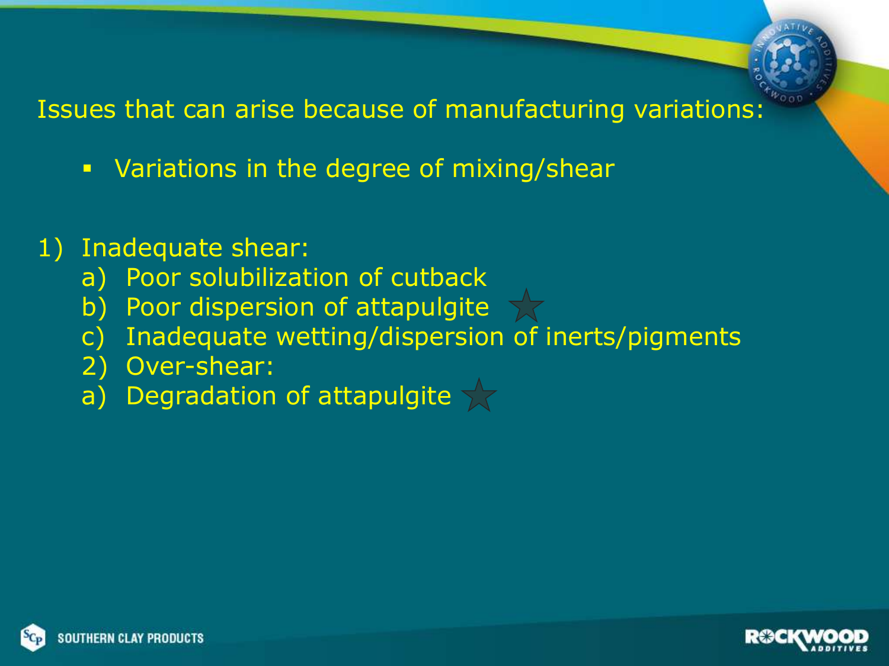Issues that can arise because of manufacturing variations:

- Variations in the degree of mixing/shear

1) Inadequate shear:
   a) Poor solubilization of cutback
   b) Poor dispersion of attapulgite ★
   c) Inadequate wetting/dispersion of inerts/pigments
   2) Over-shear:
   a) Degradation of attapulgite ★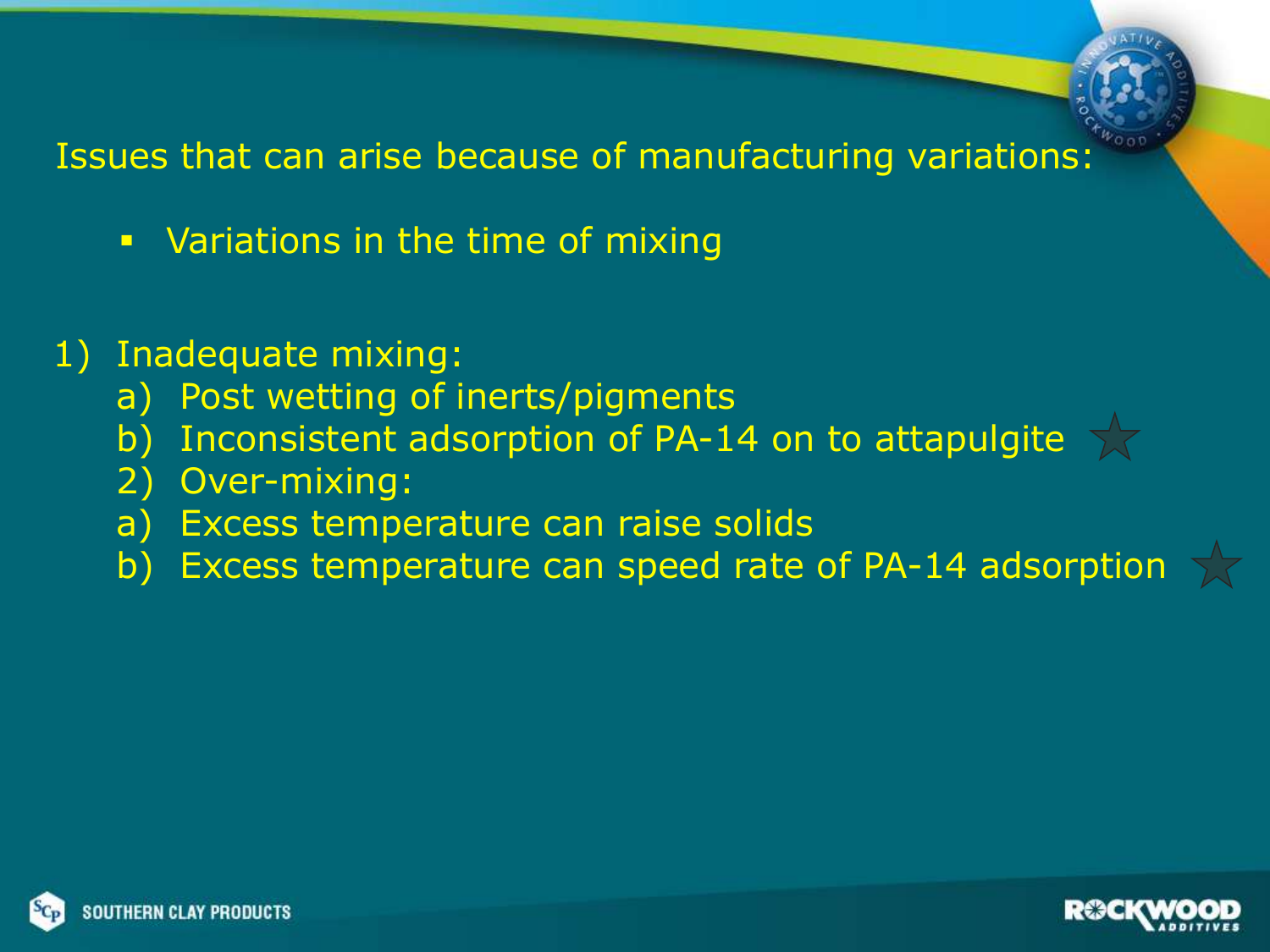Issues that can arise because of manufacturing variations:

- Variations in the time of mixing

1) Inadequate mixing:
   a) Post wetting of inerts/pigments
   b) Inconsistent adsorption of PA-14 on to attapulgite ★
   2) Over-mixing:
   a) Excess temperature can raise solids
   b) Excess temperature can speed rate of PA-14 adsorption ★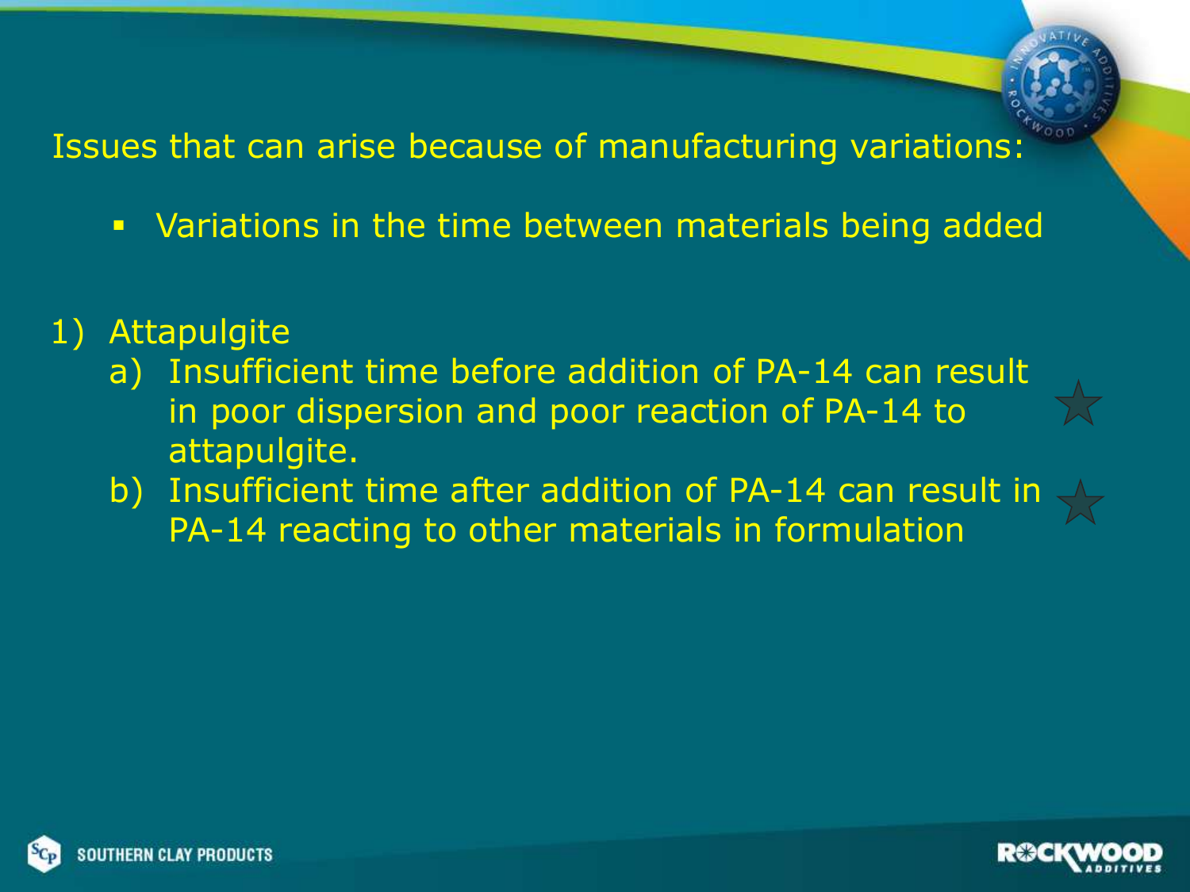Issues that can arise because of manufacturing variations:

- Variations in the time between materials being added

1) Attapulgite
   a) Insufficient time before addition of PA-14 can result in poor dispersion and poor reaction of PA-14 to attapulgite.
   b) Insufficient time after addition of PA-14 can result in PA-14 reacting to other materials in formulation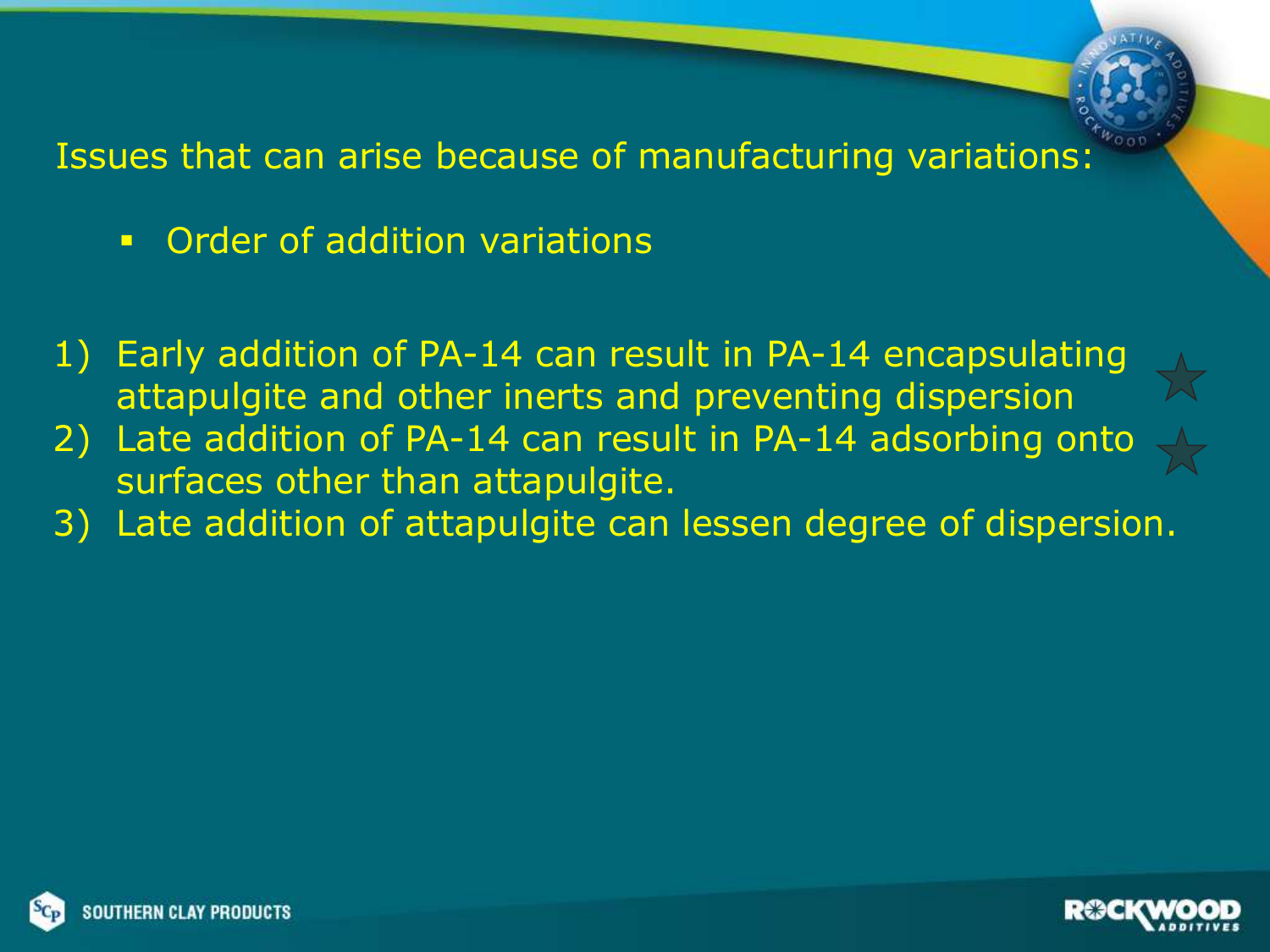Issues that can arise because of manufacturing variations:

- Order of addition variations

1) Early addition of PA-14 can result in PA-14 encapsulating attapulgite and other inerts and preventing dispersion
2) Late addition of PA-14 can result in PA-14 adsorbing onto surfaces other than attapulgite.
3) Late addition of attapulgite can lessen degree of dispersion.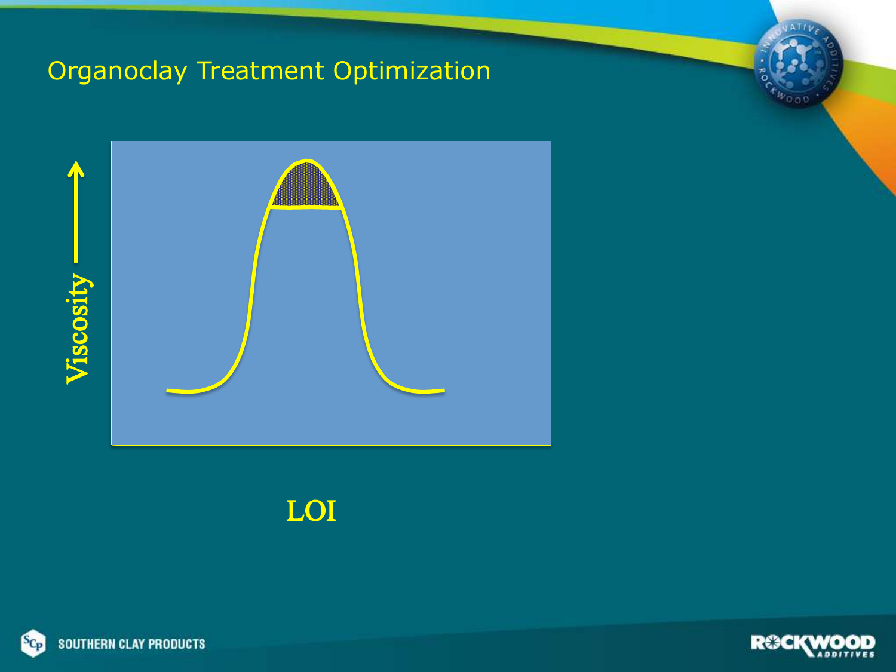# Organoclay Treatment Optimization

Viscosity

LOI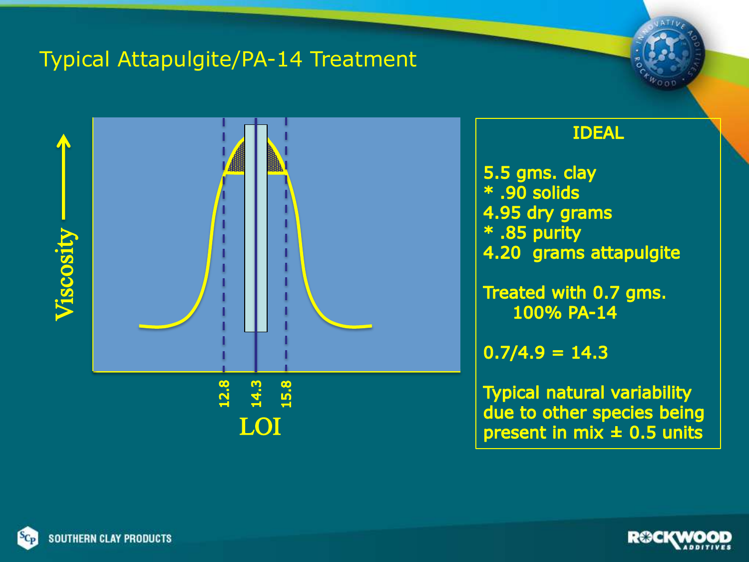# Typical Attapulgite/PA-14 Treatment

Viscosity

12.8 | 14.3 | 15.8

LOI

**IDEAL**

5.5 gms. clay
* .90 solids
4.95 dry grams
* .85 purity
4.20 grams attapulgite

Treated with 0.7 gms.
100% PA-14

0.7/4.9 = 14.3

Typical natural variability due to other species being present in mix ± 0.5 units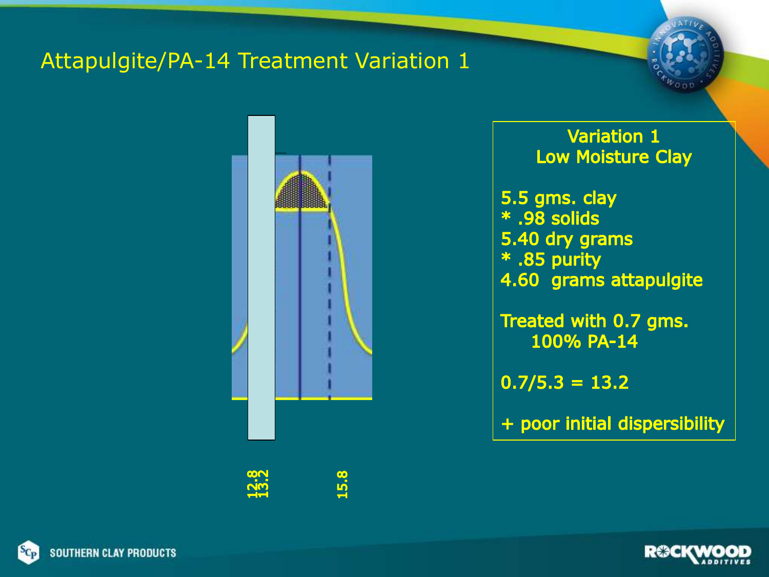# Attapulgite/PA-14 Treatment Variation 1

12.8
13.2

15.8

**Variation 1**
**Low Moisture Clay**

5.5 gms. clay
* .98 solids
5.40 dry grams
* .85 purity
4.60 grams attapulgite

Treated with 0.7 gms.
100% PA-14

0.7/5.3 = 13.2

+ poor initial dispersibility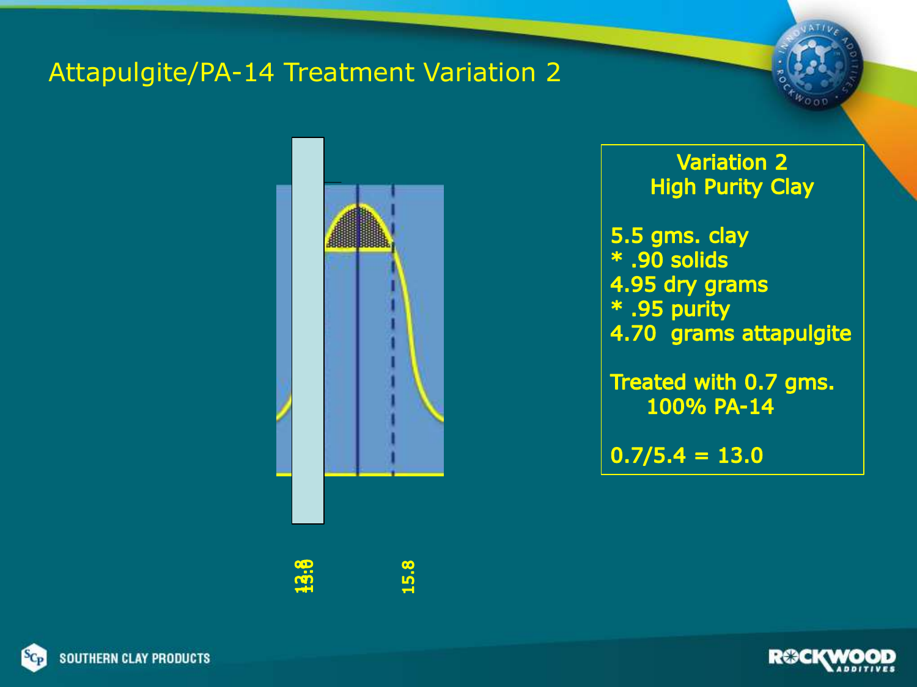# Attapulgite/PA-14 Treatment Variation 2

13.8
13.0
15.8

**Variation 2**
**High Purity Clay**

5.5 gms. clay
* .90 solids
4.95 dry grams
* .95 purity
4.70 grams attapulgite

Treated with 0.7 gms. 100% PA-14

0.7/5.4 = 13.0

SOUTHERN CLAY PRODUCTS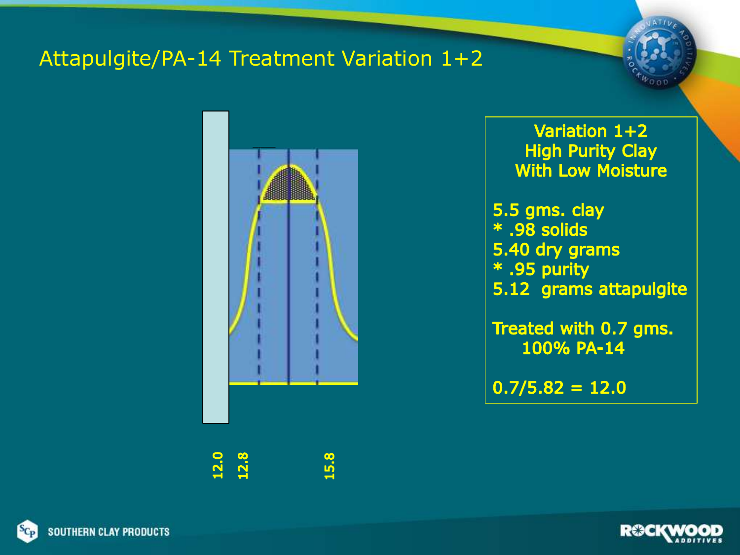# Attapulgite/PA-14 Treatment Variation 1+2

12.0 12.8 15.8

**Variation 1+2**
**High Purity Clay**
**With Low Moisture**

5.5 gms. clay
* .98 solids
5.40 dry grams
* .95 purity
5.12 grams attapulgite

Treated with 0.7 gms. 100% PA-14

0.7/5.82 = 12.0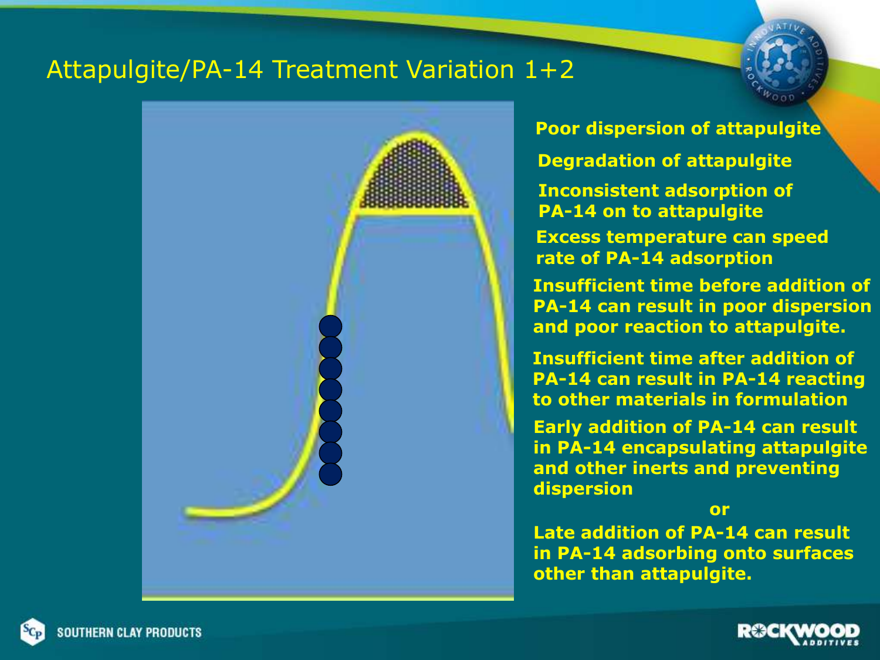# Attapulgite/PA-14 Treatment Variation 1+2

**Poor dispersion of attapulgite**

**Degradation of attapulgite**

**Inconsistent adsorption of PA-14 on to attapulgite**

**Excess temperature can speed rate of PA-14 adsorption**

**Insufficient time before addition of PA-14 can result in poor dispersion and poor reaction to attapulgite.**

**Insufficient time after addition of PA-14 can result in PA-14 reacting to other materials in formulation**

**Early addition of PA-14 can result in PA-14 encapsulating attapulgite and other inerts and preventing dispersion**

**or**

**Late addition of PA-14 can result in PA-14 adsorbing onto surfaces other than attapulgite.**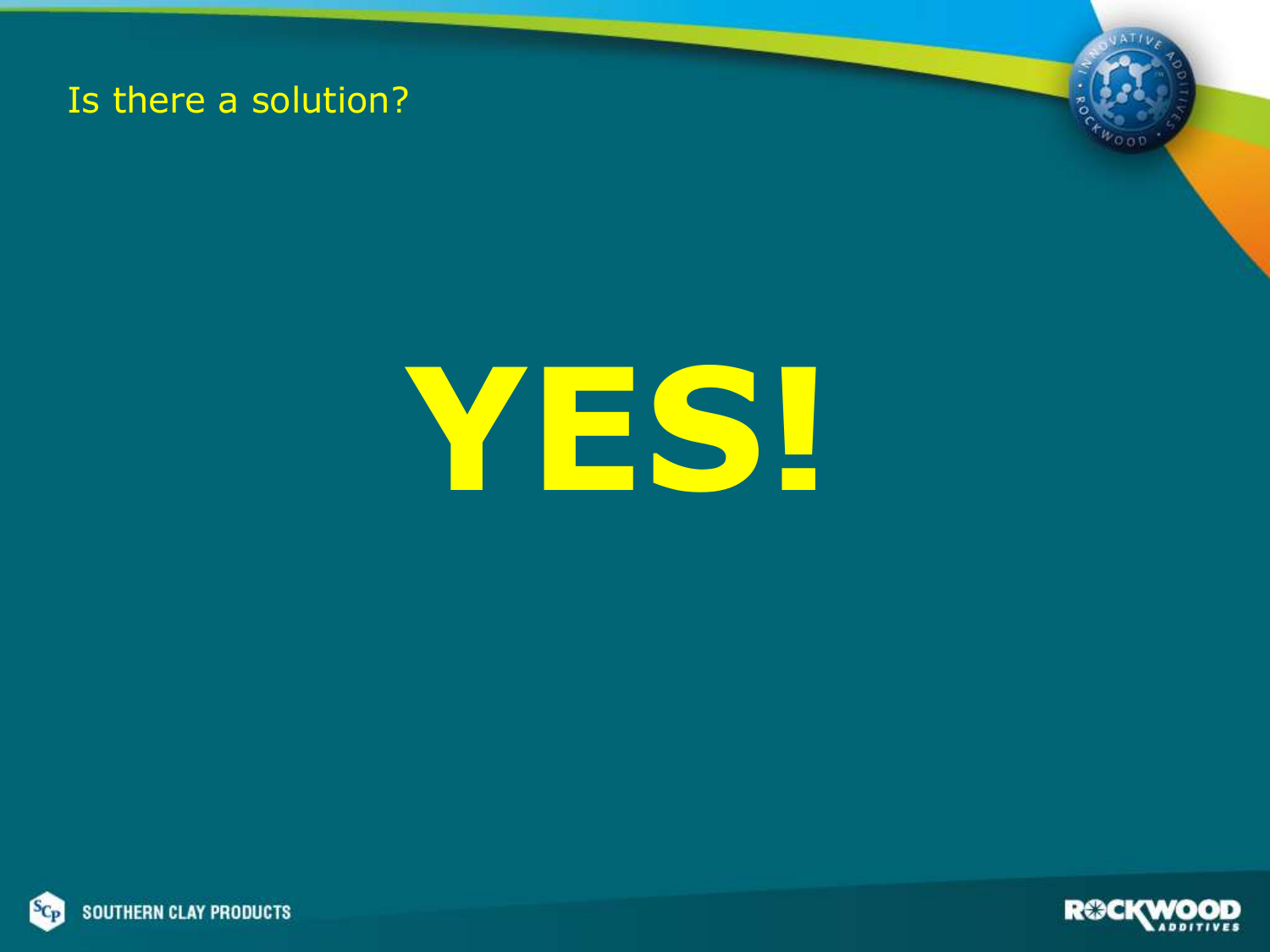## Is there a solution?

# YES!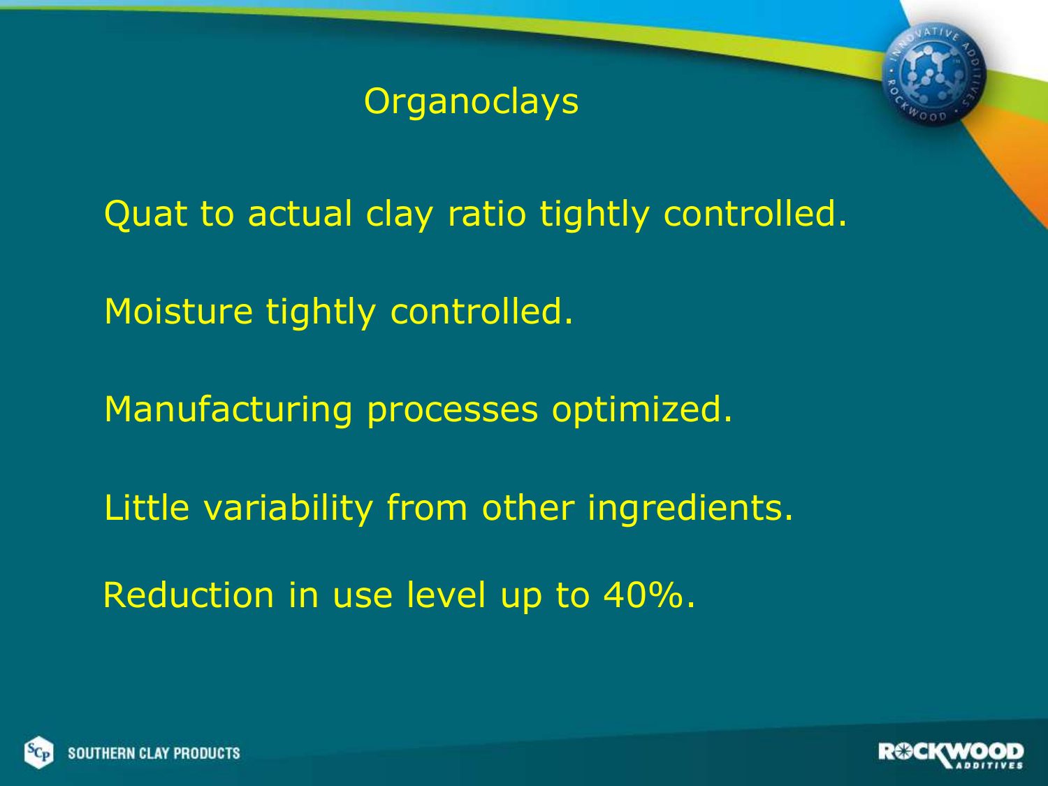# Organoclays

Quat to actual clay ratio tightly controlled.

Moisture tightly controlled.

Manufacturing processes optimized.

Little variability from other ingredients.

Reduction in use level up to 40%.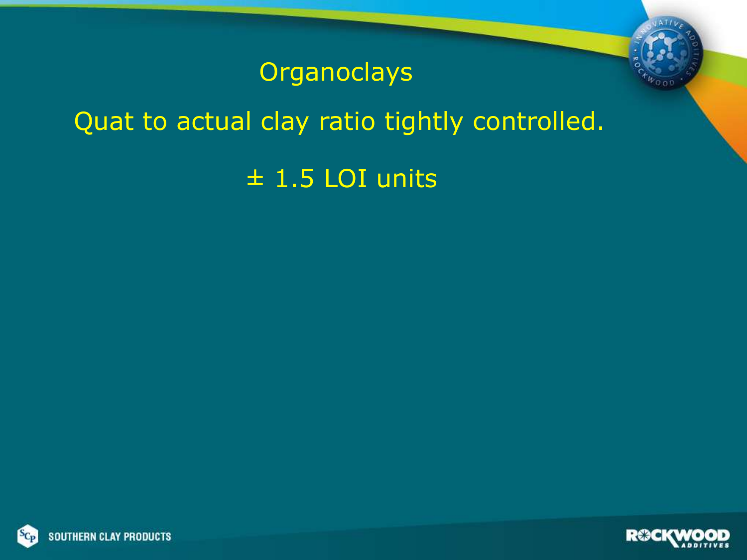# Organoclays

Quat to actual clay ratio tightly controlled.

± 1.5 LOI units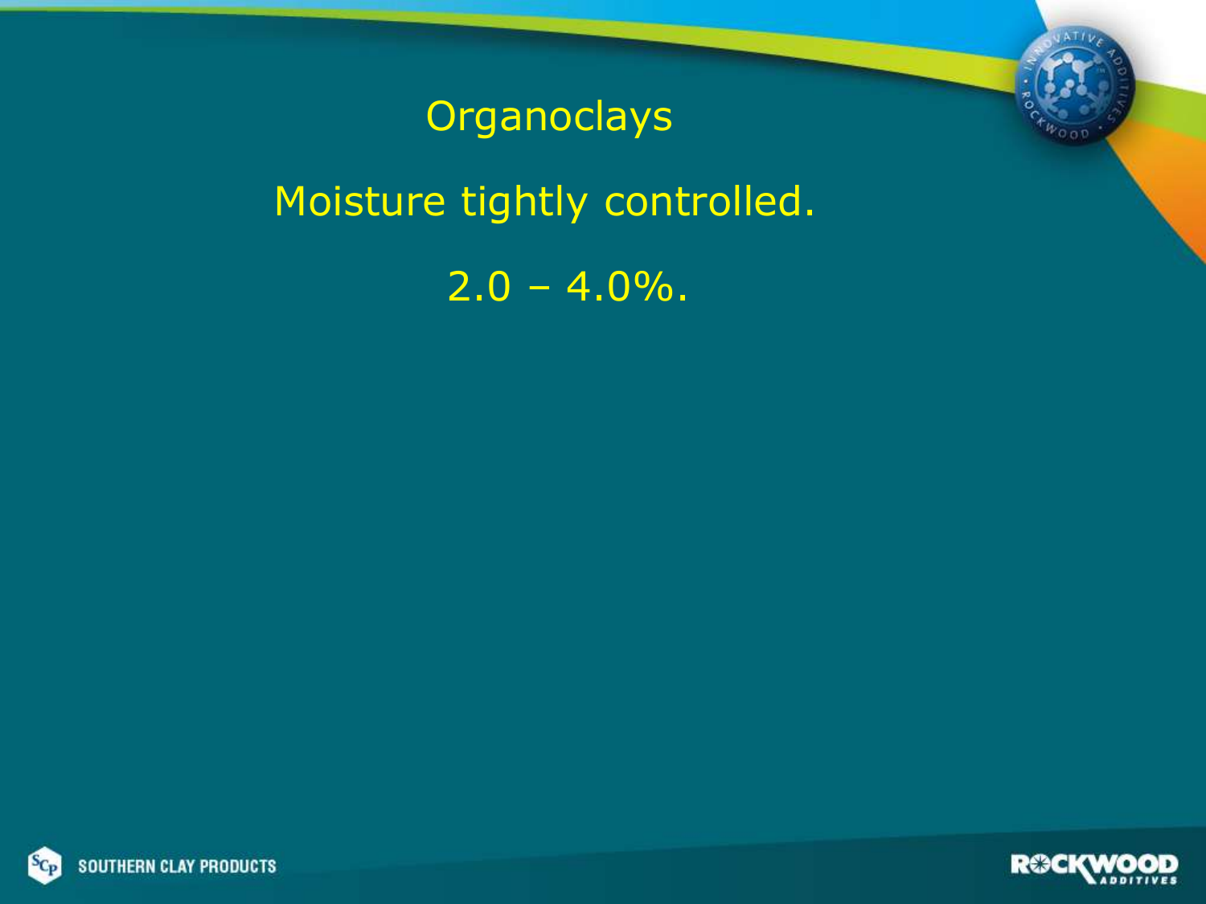# Organoclays

Moisture tightly controlled.

2.0 – 4.0%.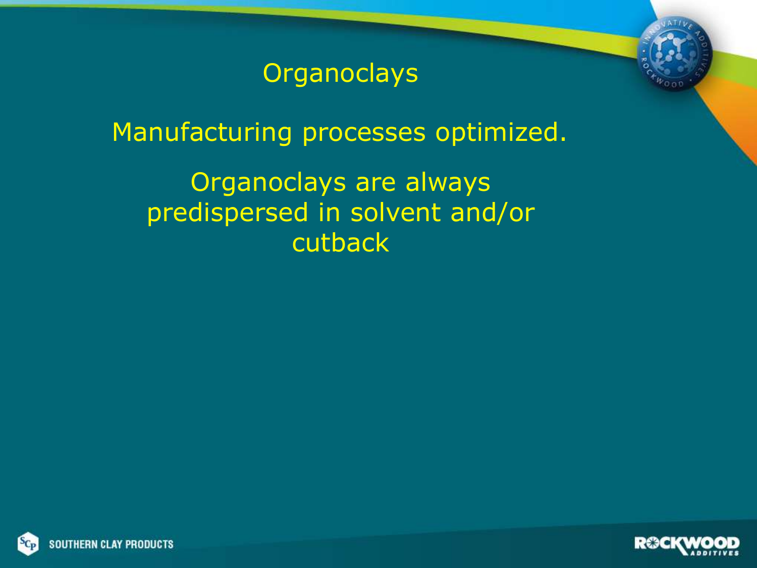# Organoclays

Manufacturing processes optimized.

Organoclays are always predispersed in solvent and/or cutback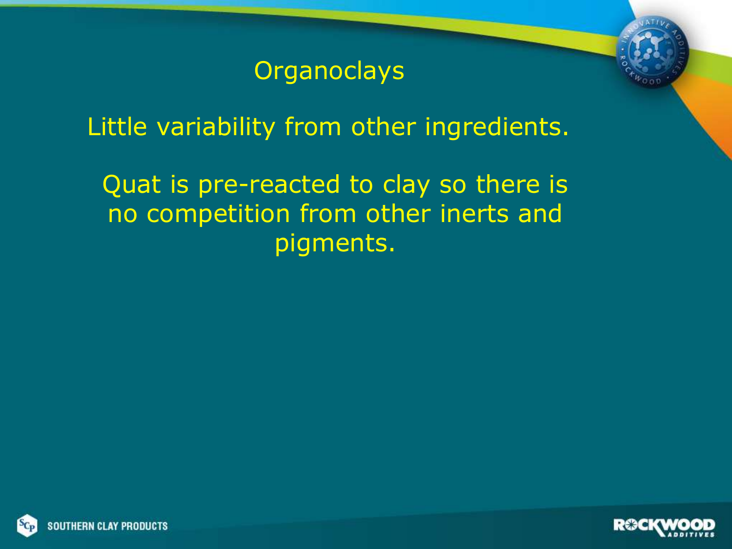# Organoclays

Little variability from other ingredients.

Quat is pre-reacted to clay so there is no competition from other inerts and pigments.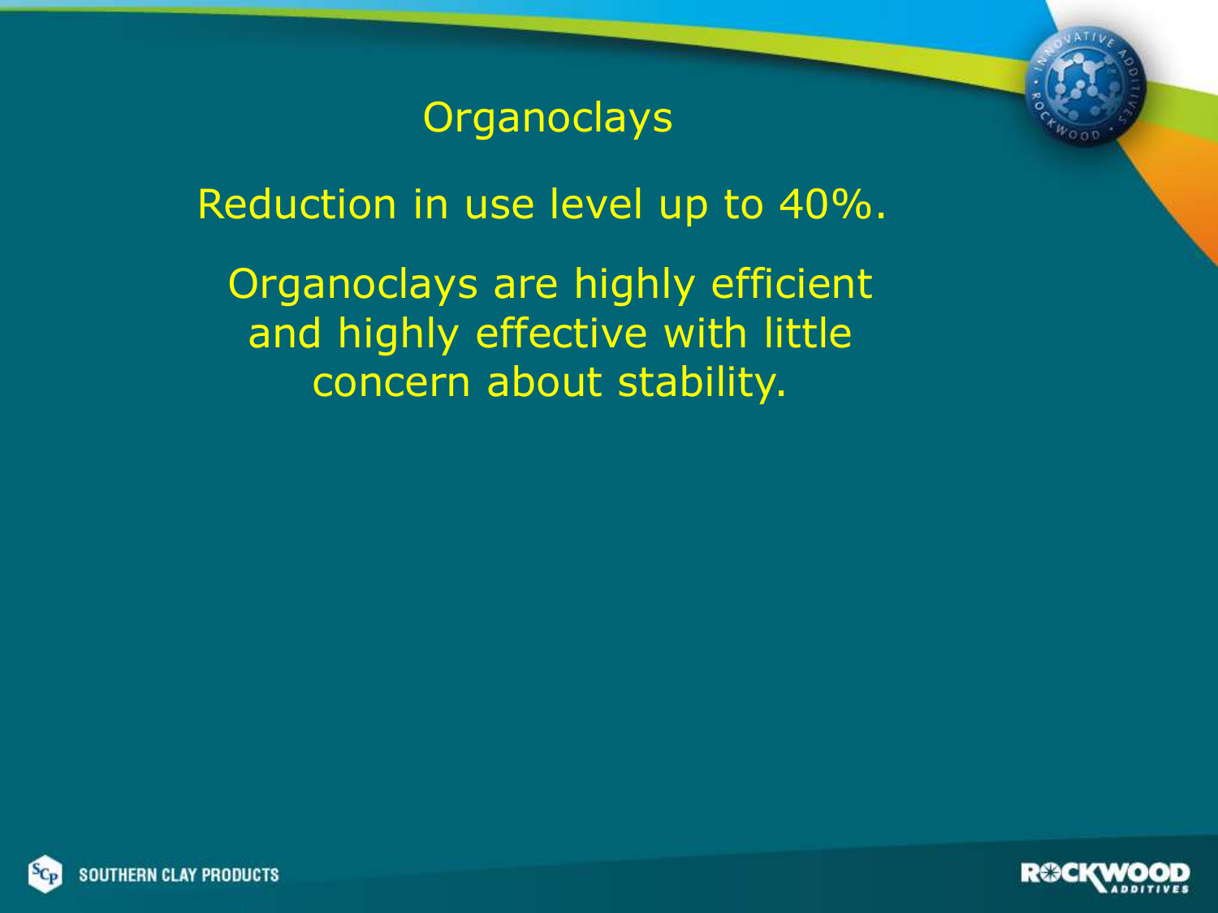# Organoclays

Reduction in use level up to 40%.

Organoclays are highly efficient and highly effective with little concern about stability.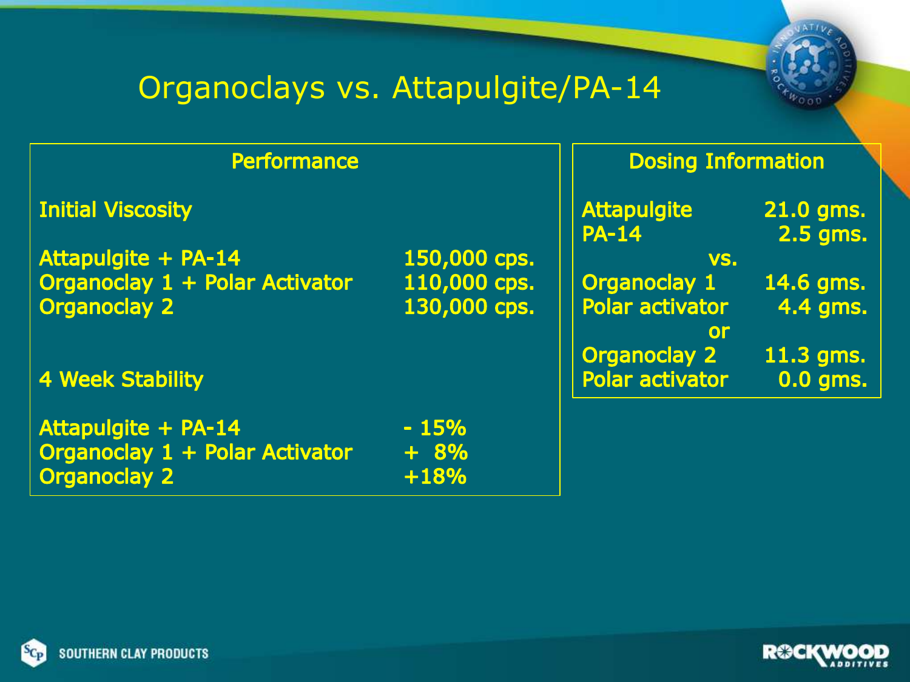# Organoclays vs. Attapulgite/PA-14

## Performance

**Initial Viscosity**

| | |
|---|---|
| Attapulgite + PA-14 | 150,000 cps. |
| Organoclay 1 + Polar Activator | 110,000 cps. |
| Organoclay 2 | 130,000 cps. |

**4 Week Stability**

| | |
|---|---|
| Attapulgite + PA-14 | - 15% |
| Organoclay 1 + Polar Activator | + 8% |
| Organoclay 2 | +18% |

## Dosing Information

| | |
|---|---|
| Attapulgite | 21.0 gms. |
| PA-14 | 2.5 gms. |
| vs. | |
| Organoclay 1 | 14.6 gms. |
| Polar activator | 4.4 gms. |
| or | |
| Organoclay 2 | 11.3 gms. |
| Polar activator | 0.0 gms. |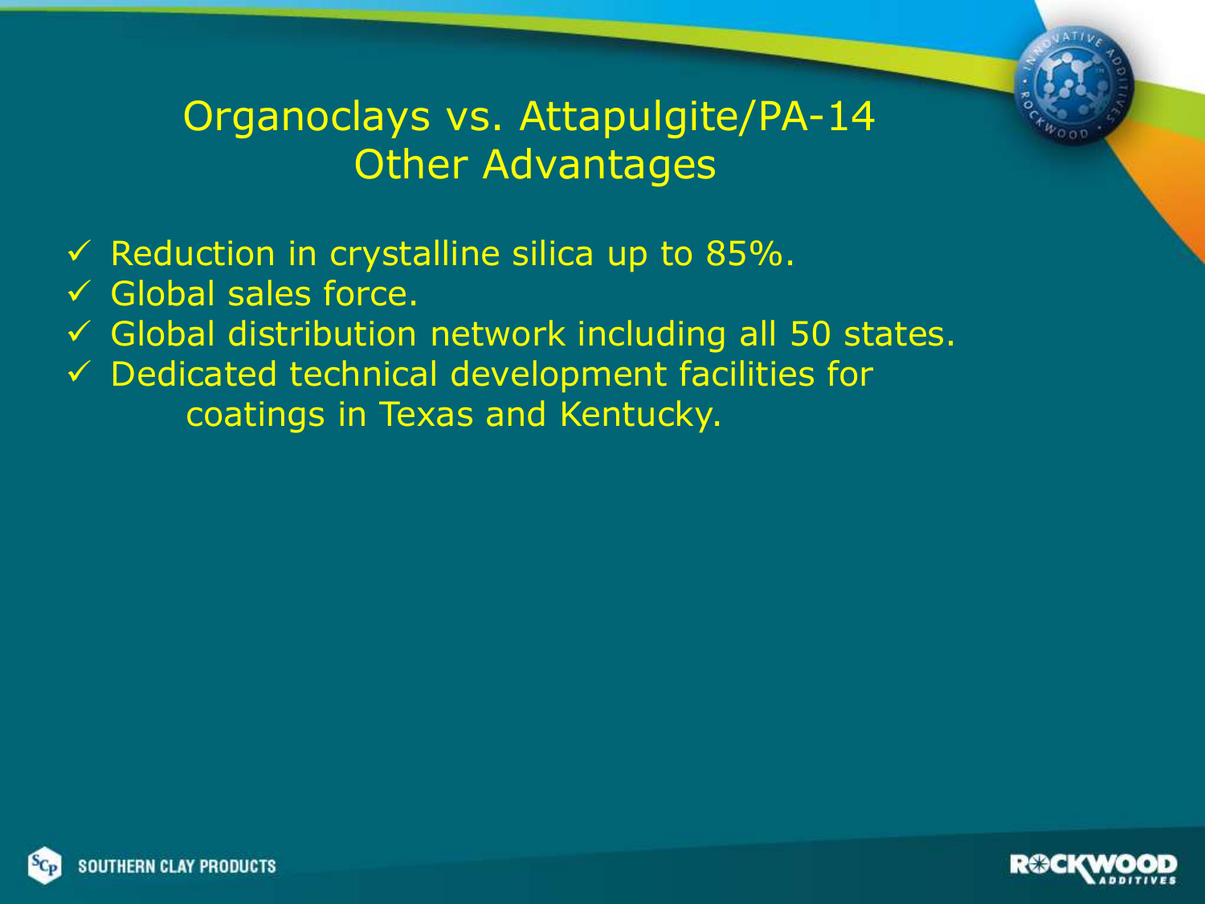# Organoclays vs. Attapulgite/PA-14
## Other Advantages

- ✓ Reduction in crystalline silica up to 85%.
- ✓ Global sales force.
- ✓ Global distribution network including all 50 states.
- ✓ Dedicated technical development facilities for coatings in Texas and Kentucky.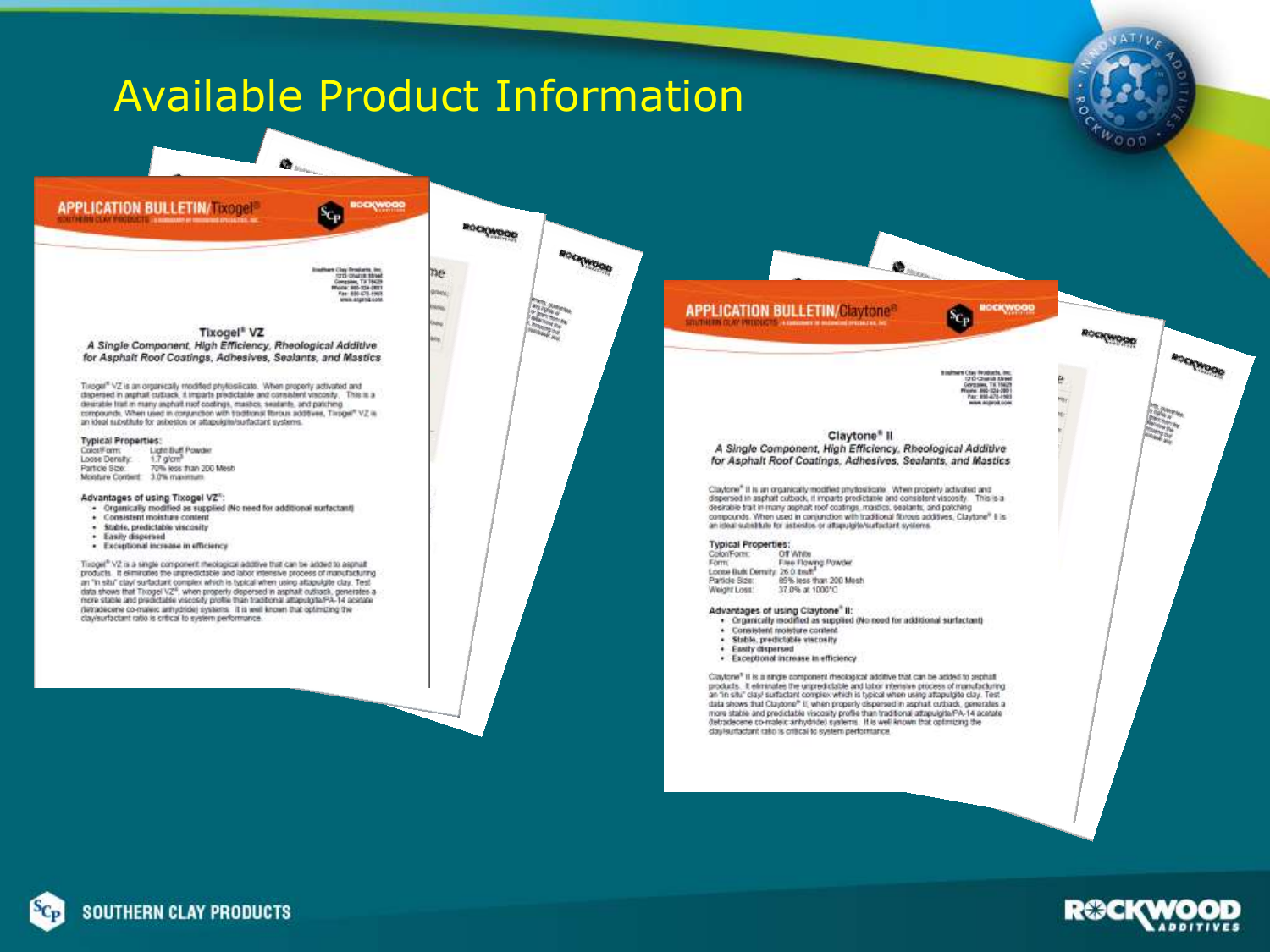# Available Product Information

## APPLICATION BULLETIN/Tixogel®

SOUTHERN CLAY PRODUCTS

Southern Clay Products, Inc.
1212 Church Street
Gonzales, TX 78629
Phone: 800-324-2891
Fax: 830-672-1903
www.scprod.com

### Tixogel® VZ

*A Single Component, High Efficiency, Rheological Additive for Asphalt Roof Coatings, Adhesives, Sealants, and Mastics*

Tixogel® VZ is an organically modified phyllosilicate. When properly activated and dispersed in asphalt cutback, it imparts predictable and consistent viscosity. This is a desirable trait in many asphalt roof coatings, mastics, sealants, and patching compounds. When used in conjunction with traditional fibrous additives, Tixogel® VZ is an ideal substitute for asbestos or attapulgite/surfactant systems.

**Typical Properties:**

| | |
|---|---|
| Color/Form: | Light Buff Powder |
| Loose Density: | 1.7 g/cm³ |
| Particle Size: | 70% less than 200 Mesh |
| Moisture Content: | 3.0% maximum |

**Advantages of using Tixogel VZ®:**

- Organically modified as supplied (No need for additional surfactant)
- Consistent moisture content
- Stable, predictable viscosity
- Easily dispersed
- Exceptional increase in efficiency

Tixogel® VZ is a single component rheological additive that can be added to asphalt products. It eliminates the unpredictable and labor intensive process of manufacturing an "in situ" clay/ surfactant complex which is typical when using attapulgite clay. Test data shows that Tixogel VZ®, when properly dispersed in asphalt cutback, generates a more stable and predictable viscosity profile than traditional attapulgite/PA-14 acetate (tetradecene co-maleic anhydride) systems. It is well known that optimizing the clay/surfactant ratio is critical to system performance.

## APPLICATION BULLETIN/Claytone®

SOUTHERN CLAY PRODUCTS

Southern Clay Products, Inc.
1212 Church Street
Gonzales, TX 78629
Phone: 800-324-2891
Fax: 830-672-1903
www.scprod.com

### Claytone® II

*A Single Component, High Efficiency, Rheological Additive for Asphalt Roof Coatings, Adhesives, Sealants, and Mastics*

Claytone® II is an organically modified phyllosilicate. When properly activated and dispersed in asphalt cutback, it imparts predictable and consistent viscosity. This is a desirable trait in many asphalt roof coatings, mastics, sealants, and patching compounds. When used in conjunction with traditional fibrous additives, Claytone® II is an ideal substitute for asbestos or attapulgite/surfactant systems.

**Typical Properties:**

| | |
|---|---|
| Color/Form: | Off White |
| Form: | Free Flowing Powder |
| Loose Bulk Density: | 26.0 lbs/ft³ |
| Particle Size: | 85% less than 200 Mesh |
| Weight Loss: | 37.0% at 1000°C |

**Advantages of using Claytone® II:**

- Organically modified as supplied (No need for additional surfactant)
- Consistent moisture content
- Stable, predictable viscosity
- Easily dispersed
- Exceptional increase in efficiency

Claytone® II is a single component rheological additive that can be added to asphalt products. It eliminates the unpredictable and labor intensive process of manufacturing an "in situ" clay/ surfactant complex which is typical when using attapulgite clay. Test data shows that Claytone® II, when properly dispersed in asphalt cutback, generates a more stable and predictable viscosity profile than traditional attapulgite/PA-14 acetate (tetradecene co-maleic anhydride) systems. It is well known that optimizing the clay/surfactant ratio is critical to system performance.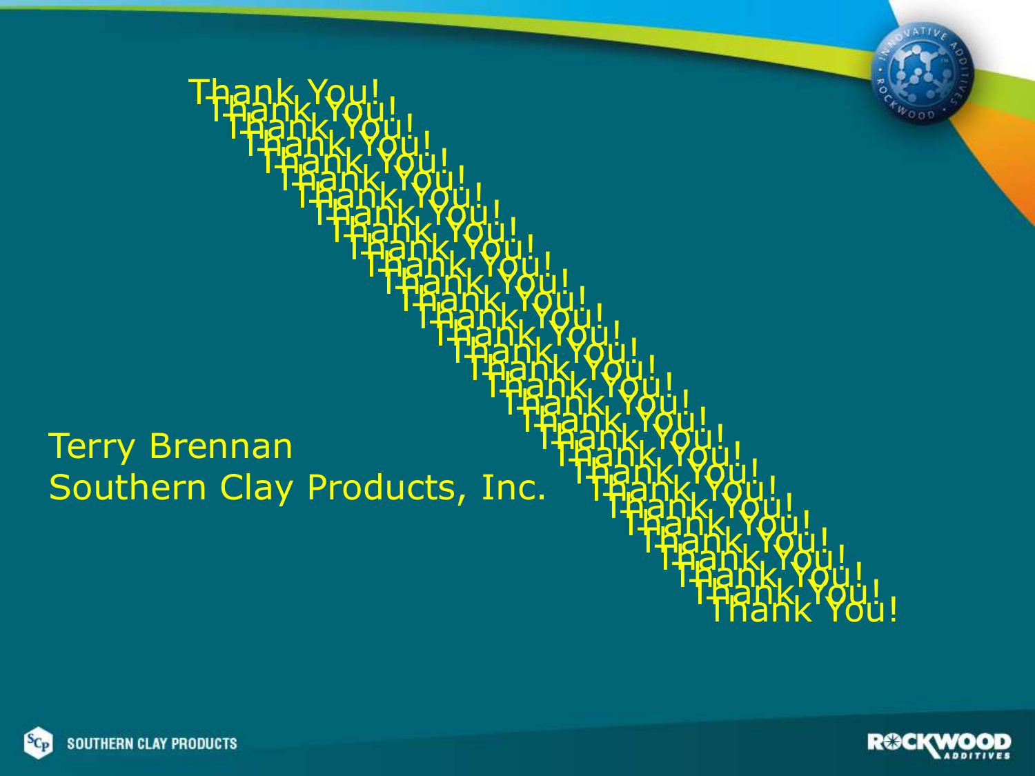# Thank You!

Terry Brennan
Southern Clay Products, Inc.